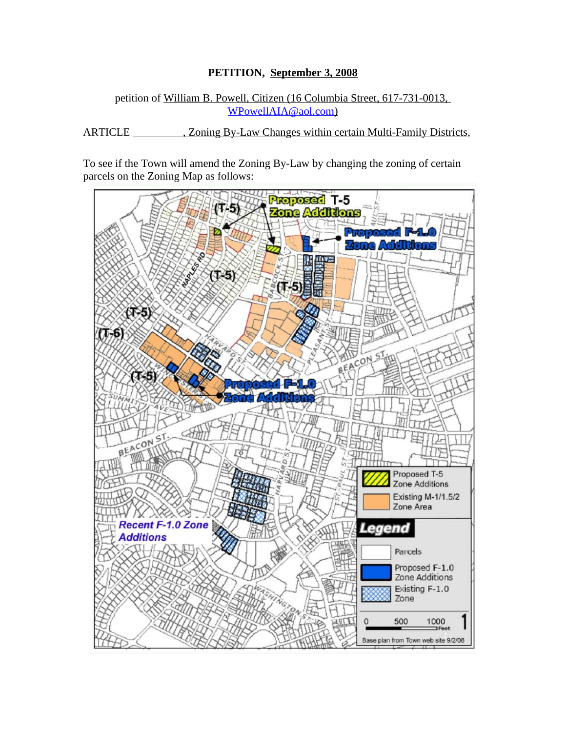**PETITION, September 3, 2008**

petition of William B. Powell, Citizen (16 Columbia Street, 617-731-0013, WPowellAIA@aol.com)

ARTICLE __________, Zoning By-Law Changes within certain Multi-Family Districts,

To see if the Town will amend the Zoning By-Law by changing the zoning of certain parcels on the Zoning Map as follows: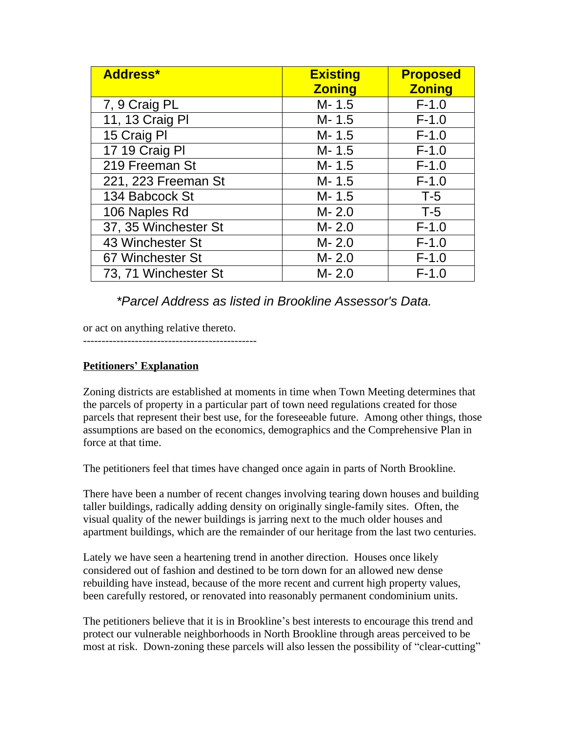| Address* | Existing Zoning | Proposed Zoning |
|---|---|---|
| 7, 9 Craig PL | M- 1.5 | F-1.0 |
| 11, 13 Craig Pl | M- 1.5 | F-1.0 |
| 15 Craig Pl | M- 1.5 | F-1.0 |
| 17 19 Craig Pl | M- 1.5 | F-1.0 |
| 219 Freeman St | M- 1.5 | F-1.0 |
| 221, 223 Freeman St | M- 1.5 | F-1.0 |
| 134 Babcock St | M- 1.5 | T-5 |
| 106 Naples Rd | M- 2.0 | T-5 |
| 37, 35 Winchester St | M- 2.0 | F-1.0 |
| 43 Winchester St | M- 2.0 | F-1.0 |
| 67 Winchester St | M- 2.0 | F-1.0 |
| 73, 71 Winchester St | M- 2.0 | F-1.0 |

*\*Parcel Address as listed in Brookline Assessor's Data.*

or act on anything relative thereto.

---

**Petitioners' Explanation**

Zoning districts are established at moments in time when Town Meeting determines that the parcels of property in a particular part of town need regulations created for those parcels that represent their best use, for the foreseeable future. Among other things, those assumptions are based on the economics, demographics and the Comprehensive Plan in force at that time.

The petitioners feel that times have changed once again in parts of North Brookline.

There have been a number of recent changes involving tearing down houses and building taller buildings, radically adding density on originally single-family sites. Often, the visual quality of the newer buildings is jarring next to the much older houses and apartment buildings, which are the remainder of our heritage from the last two centuries.

Lately we have seen a heartening trend in another direction. Houses once likely considered out of fashion and destined to be torn down for an allowed new dense rebuilding have instead, because of the more recent and current high property values, been carefully restored, or renovated into reasonably permanent condominium units.

The petitioners believe that it is in Brookline's best interests to encourage this trend and protect our vulnerable neighborhoods in North Brookline through areas perceived to be most at risk. Down-zoning these parcels will also lessen the possibility of "clear-cutting"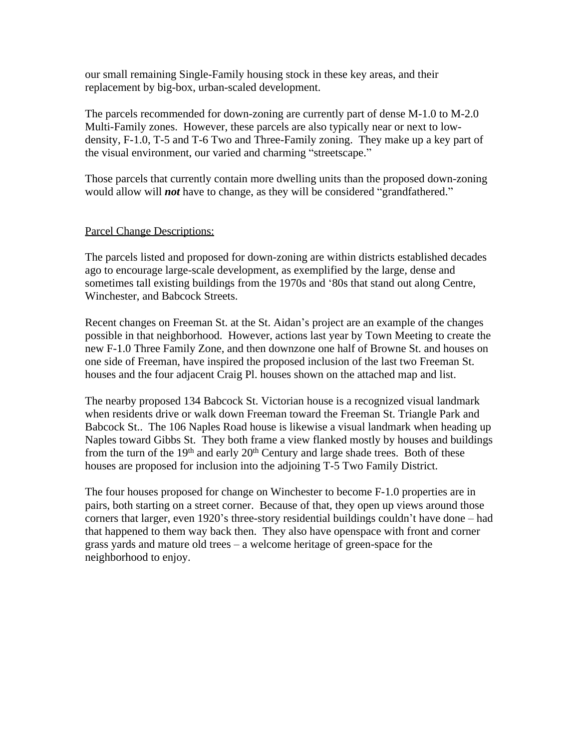our small remaining Single-Family housing stock in these key areas, and their replacement by big-box, urban-scaled development.

The parcels recommended for down-zoning are currently part of dense M-1.0 to M-2.0 Multi-Family zones. However, these parcels are also typically near or next to low-density, F-1.0, T-5 and T-6 Two and Three-Family zoning. They make up a key part of the visual environment, our varied and charming "streetscape."

Those parcels that currently contain more dwelling units than the proposed down-zoning would allow will ***not*** have to change, as they will be considered "grandfathered."

Parcel Change Descriptions:

The parcels listed and proposed for down-zoning are within districts established decades ago to encourage large-scale development, as exemplified by the large, dense and sometimes tall existing buildings from the 1970s and '80s that stand out along Centre, Winchester, and Babcock Streets.

Recent changes on Freeman St. at the St. Aidan's project are an example of the changes possible in that neighborhood. However, actions last year by Town Meeting to create the new F-1.0 Three Family Zone, and then downzone one half of Browne St. and houses on one side of Freeman, have inspired the proposed inclusion of the last two Freeman St. houses and the four adjacent Craig Pl. houses shown on the attached map and list.

The nearby proposed 134 Babcock St. Victorian house is a recognized visual landmark when residents drive or walk down Freeman toward the Freeman St. Triangle Park and Babcock St.. The 106 Naples Road house is likewise a visual landmark when heading up Naples toward Gibbs St. They both frame a view flanked mostly by houses and buildings from the turn of the 19th and early 20th Century and large shade trees. Both of these houses are proposed for inclusion into the adjoining T-5 Two Family District.

The four houses proposed for change on Winchester to become F-1.0 properties are in pairs, both starting on a street corner. Because of that, they open up views around those corners that larger, even 1920's three-story residential buildings couldn't have done – had that happened to them way back then. They also have openspace with front and corner grass yards and mature old trees – a welcome heritage of green-space for the neighborhood to enjoy.